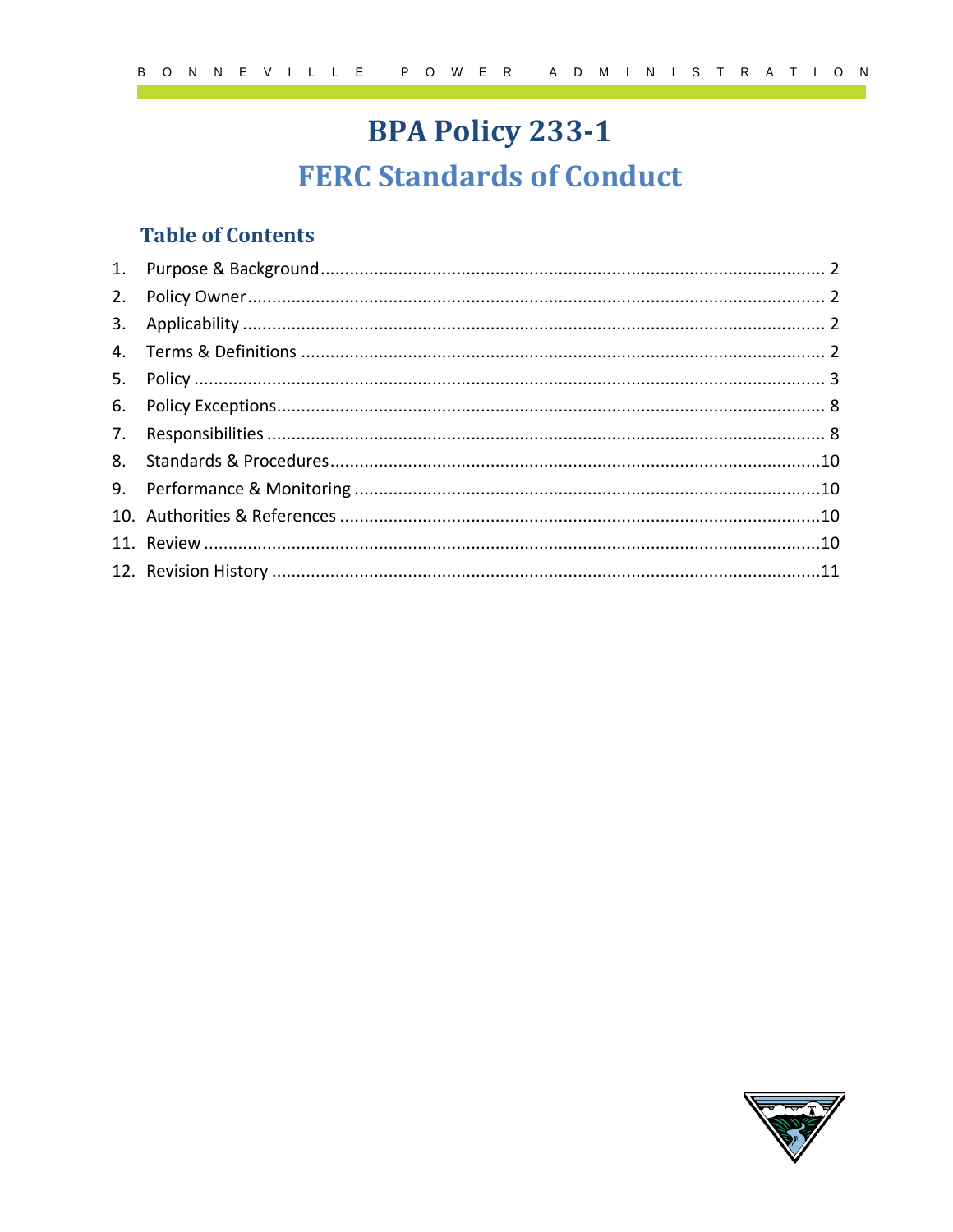# BPA Policy 233-1

## FERC Standards of Conduct

### Table of Contents

1. Purpose & Background ........ 2
2. Policy Owner ........ 2
3. Applicability ........ 2
4. Terms & Definitions ........ 2
5. Policy ........ 3
6. Policy Exceptions ........ 8
7. Responsibilities ........ 8
8. Standards & Procedures ........ 10
9. Performance & Monitoring ........ 10
10. Authorities & References ........ 10
11. Review ........ 10
12. Revision History ........ 11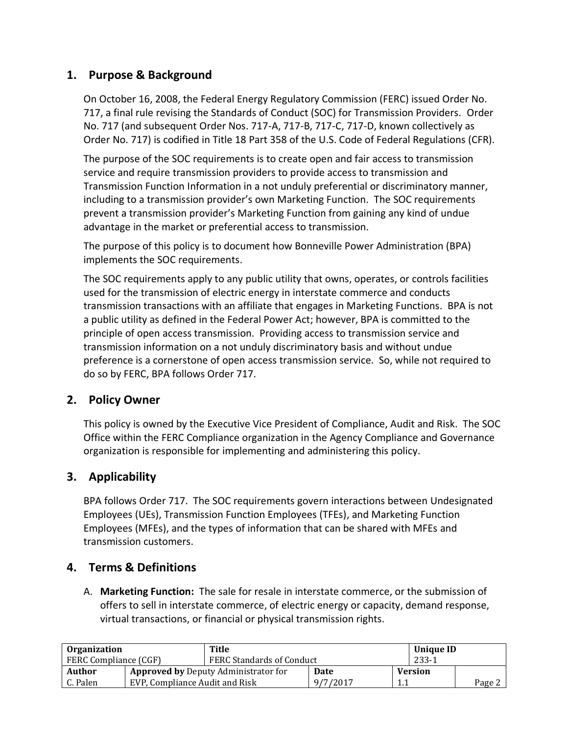## 1. Purpose & Background

On October 16, 2008, the Federal Energy Regulatory Commission (FERC) issued Order No. 717, a final rule revising the Standards of Conduct (SOC) for Transmission Providers. Order No. 717 (and subsequent Order Nos. 717-A, 717-B, 717-C, 717-D, known collectively as Order No. 717) is codified in Title 18 Part 358 of the U.S. Code of Federal Regulations (CFR).

The purpose of the SOC requirements is to create open and fair access to transmission service and require transmission providers to provide access to transmission and Transmission Function Information in a not unduly preferential or discriminatory manner, including to a transmission provider's own Marketing Function. The SOC requirements prevent a transmission provider's Marketing Function from gaining any kind of undue advantage in the market or preferential access to transmission.

The purpose of this policy is to document how Bonneville Power Administration (BPA) implements the SOC requirements.

The SOC requirements apply to any public utility that owns, operates, or controls facilities used for the transmission of electric energy in interstate commerce and conducts transmission transactions with an affiliate that engages in Marketing Functions. BPA is not a public utility as defined in the Federal Power Act; however, BPA is committed to the principle of open access transmission. Providing access to transmission service and transmission information on a not unduly discriminatory basis and without undue preference is a cornerstone of open access transmission service. So, while not required to do so by FERC, BPA follows Order 717.

## 2. Policy Owner

This policy is owned by the Executive Vice President of Compliance, Audit and Risk. The SOC Office within the FERC Compliance organization in the Agency Compliance and Governance organization is responsible for implementing and administering this policy.

## 3. Applicability

BPA follows Order 717. The SOC requirements govern interactions between Undesignated Employees (UEs), Transmission Function Employees (TFEs), and Marketing Function Employees (MFEs), and the types of information that can be shared with MFEs and transmission customers.

## 4. Terms & Definitions

A. **Marketing Function:** The sale for resale in interstate commerce, or the submission of offers to sell in interstate commerce, of electric energy or capacity, demand response, virtual transactions, or financial or physical transmission rights.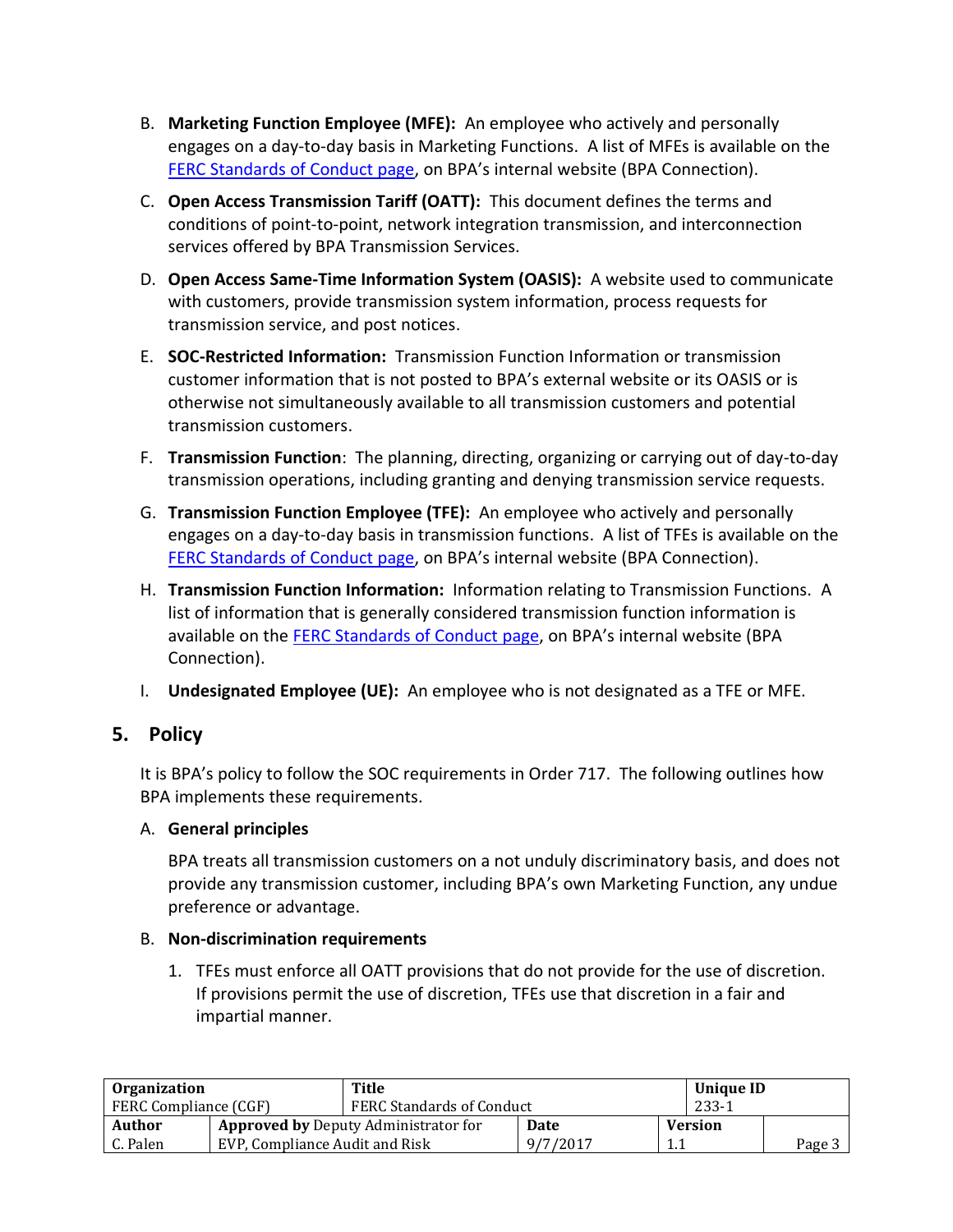B. **Marketing Function Employee (MFE):** An employee who actively and personally engages on a day-to-day basis in Marketing Functions. A list of MFEs is available on the FERC Standards of Conduct page, on BPA's internal website (BPA Connection).

C. **Open Access Transmission Tariff (OATT):** This document defines the terms and conditions of point-to-point, network integration transmission, and interconnection services offered by BPA Transmission Services.

D. **Open Access Same-Time Information System (OASIS):** A website used to communicate with customers, provide transmission system information, process requests for transmission service, and post notices.

E. **SOC-Restricted Information:** Transmission Function Information or transmission customer information that is not posted to BPA's external website or its OASIS or is otherwise not simultaneously available to all transmission customers and potential transmission customers.

F. **Transmission Function**: The planning, directing, organizing or carrying out of day-to-day transmission operations, including granting and denying transmission service requests.

G. **Transmission Function Employee (TFE):** An employee who actively and personally engages on a day-to-day basis in transmission functions. A list of TFEs is available on the FERC Standards of Conduct page, on BPA's internal website (BPA Connection).

H. **Transmission Function Information:** Information relating to Transmission Functions. A list of information that is generally considered transmission function information is available on the FERC Standards of Conduct page, on BPA's internal website (BPA Connection).

I. **Undesignated Employee (UE):** An employee who is not designated as a TFE or MFE.

## 5. Policy

It is BPA's policy to follow the SOC requirements in Order 717. The following outlines how BPA implements these requirements.

A. **General principles**

BPA treats all transmission customers on a not unduly discriminatory basis, and does not provide any transmission customer, including BPA's own Marketing Function, any undue preference or advantage.

B. **Non-discrimination requirements**

1. TFEs must enforce all OATT provisions that do not provide for the use of discretion. If provisions permit the use of discretion, TFEs use that discretion in a fair and impartial manner.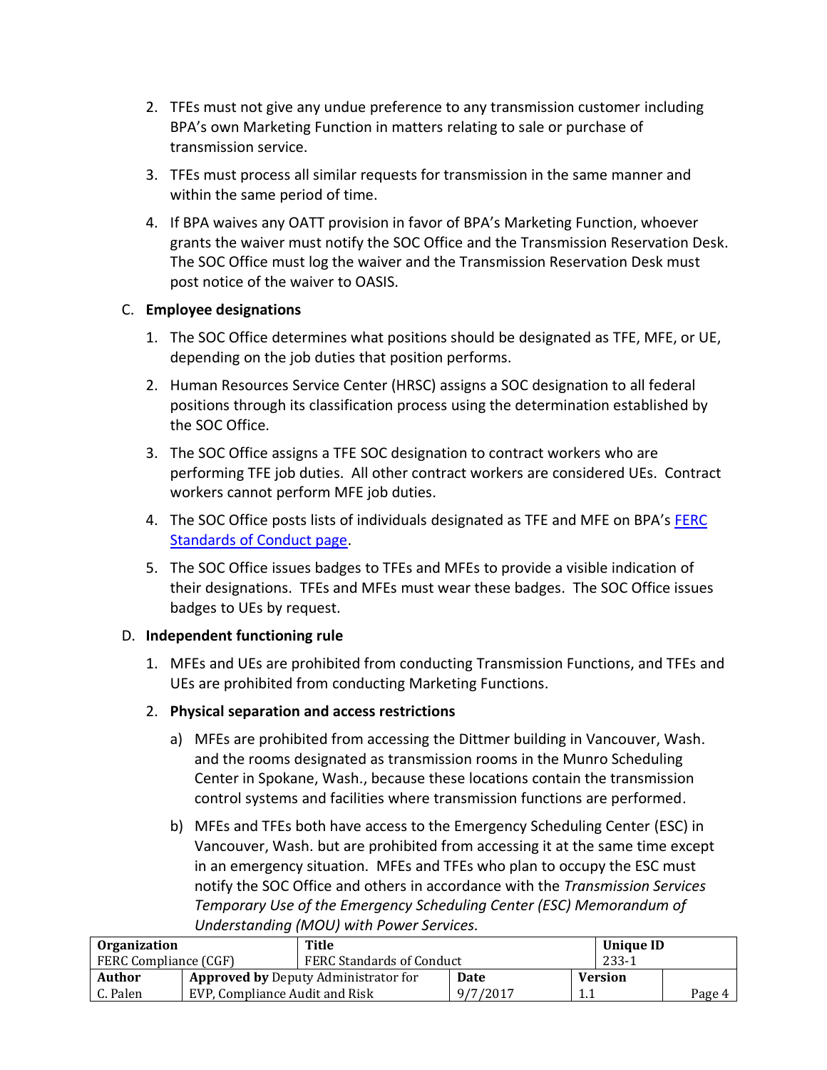2. TFEs must not give any undue preference to any transmission customer including BPA's own Marketing Function in matters relating to sale or purchase of transmission service.
3. TFEs must process all similar requests for transmission in the same manner and within the same period of time.
4. If BPA waives any OATT provision in favor of BPA's Marketing Function, whoever grants the waiver must notify the SOC Office and the Transmission Reservation Desk. The SOC Office must log the waiver and the Transmission Reservation Desk must post notice of the waiver to OASIS.

C. **Employee designations**

1. The SOC Office determines what positions should be designated as TFE, MFE, or UE, depending on the job duties that position performs.
2. Human Resources Service Center (HRSC) assigns a SOC designation to all federal positions through its classification process using the determination established by the SOC Office.
3. The SOC Office assigns a TFE SOC designation to contract workers who are performing TFE job duties. All other contract workers are considered UEs. Contract workers cannot perform MFE job duties.
4. The SOC Office posts lists of individuals designated as TFE and MFE on BPA's FERC Standards of Conduct page.
5. The SOC Office issues badges to TFEs and MFEs to provide a visible indication of their designations. TFEs and MFEs must wear these badges. The SOC Office issues badges to UEs by request.

D. **Independent functioning rule**

1. MFEs and UEs are prohibited from conducting Transmission Functions, and TFEs and UEs are prohibited from conducting Marketing Functions.
2. **Physical separation and access restrictions**
   a) MFEs are prohibited from accessing the Dittmer building in Vancouver, Wash. and the rooms designated as transmission rooms in the Munro Scheduling Center in Spokane, Wash., because these locations contain the transmission control systems and facilities where transmission functions are performed.
   b) MFEs and TFEs both have access to the Emergency Scheduling Center (ESC) in Vancouver, Wash. but are prohibited from accessing it at the same time except in an emergency situation. MFEs and TFEs who plan to occupy the ESC must notify the SOC Office and others in accordance with the *Transmission Services Temporary Use of the Emergency Scheduling Center (ESC) Memorandum of Understanding (MOU) with Power Services.*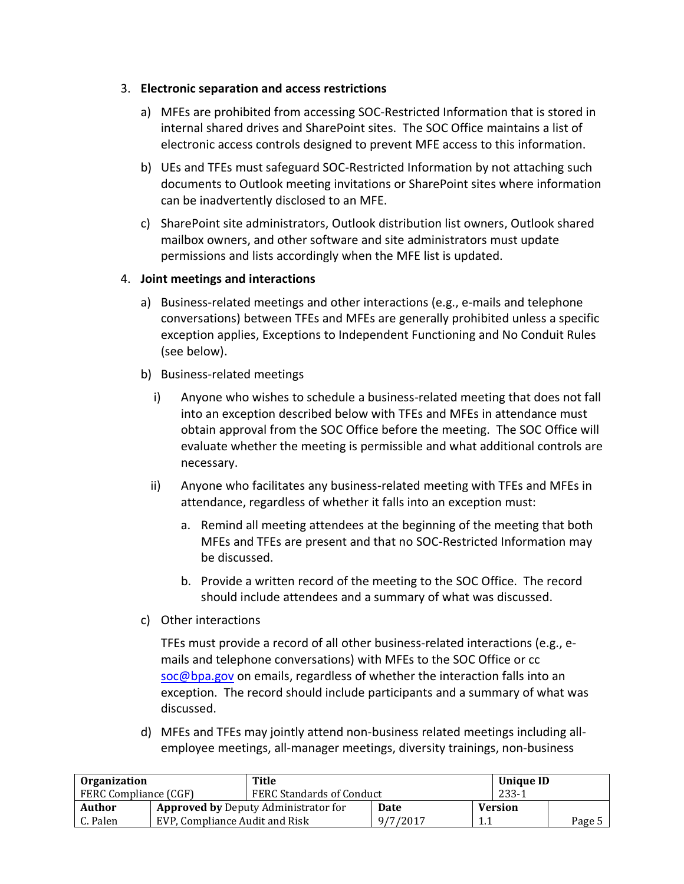3. **Electronic separation and access restrictions**

   a) MFEs are prohibited from accessing SOC-Restricted Information that is stored in internal shared drives and SharePoint sites. The SOC Office maintains a list of electronic access controls designed to prevent MFE access to this information.

   b) UEs and TFEs must safeguard SOC-Restricted Information by not attaching such documents to Outlook meeting invitations or SharePoint sites where information can be inadvertently disclosed to an MFE.

   c) SharePoint site administrators, Outlook distribution list owners, Outlook shared mailbox owners, and other software and site administrators must update permissions and lists accordingly when the MFE list is updated.

4. **Joint meetings and interactions**

   a) Business-related meetings and other interactions (e.g., e-mails and telephone conversations) between TFEs and MFEs are generally prohibited unless a specific exception applies, Exceptions to Independent Functioning and No Conduit Rules (see below).

   b) Business-related meetings

      i) Anyone who wishes to schedule a business-related meeting that does not fall into an exception described below with TFEs and MFEs in attendance must obtain approval from the SOC Office before the meeting. The SOC Office will evaluate whether the meeting is permissible and what additional controls are necessary.

      ii) Anyone who facilitates any business-related meeting with TFEs and MFEs in attendance, regardless of whether it falls into an exception must:

         a. Remind all meeting attendees at the beginning of the meeting that both MFEs and TFEs are present and that no SOC-Restricted Information may be discussed.

         b. Provide a written record of the meeting to the SOC Office. The record should include attendees and a summary of what was discussed.

   c) Other interactions

      TFEs must provide a record of all other business-related interactions (e.g., e-mails and telephone conversations) with MFEs to the SOC Office or cc soc@bpa.gov on emails, regardless of whether the interaction falls into an exception. The record should include participants and a summary of what was discussed.

   d) MFEs and TFEs may jointly attend non-business related meetings including all-employee meetings, all-manager meetings, diversity trainings, non-business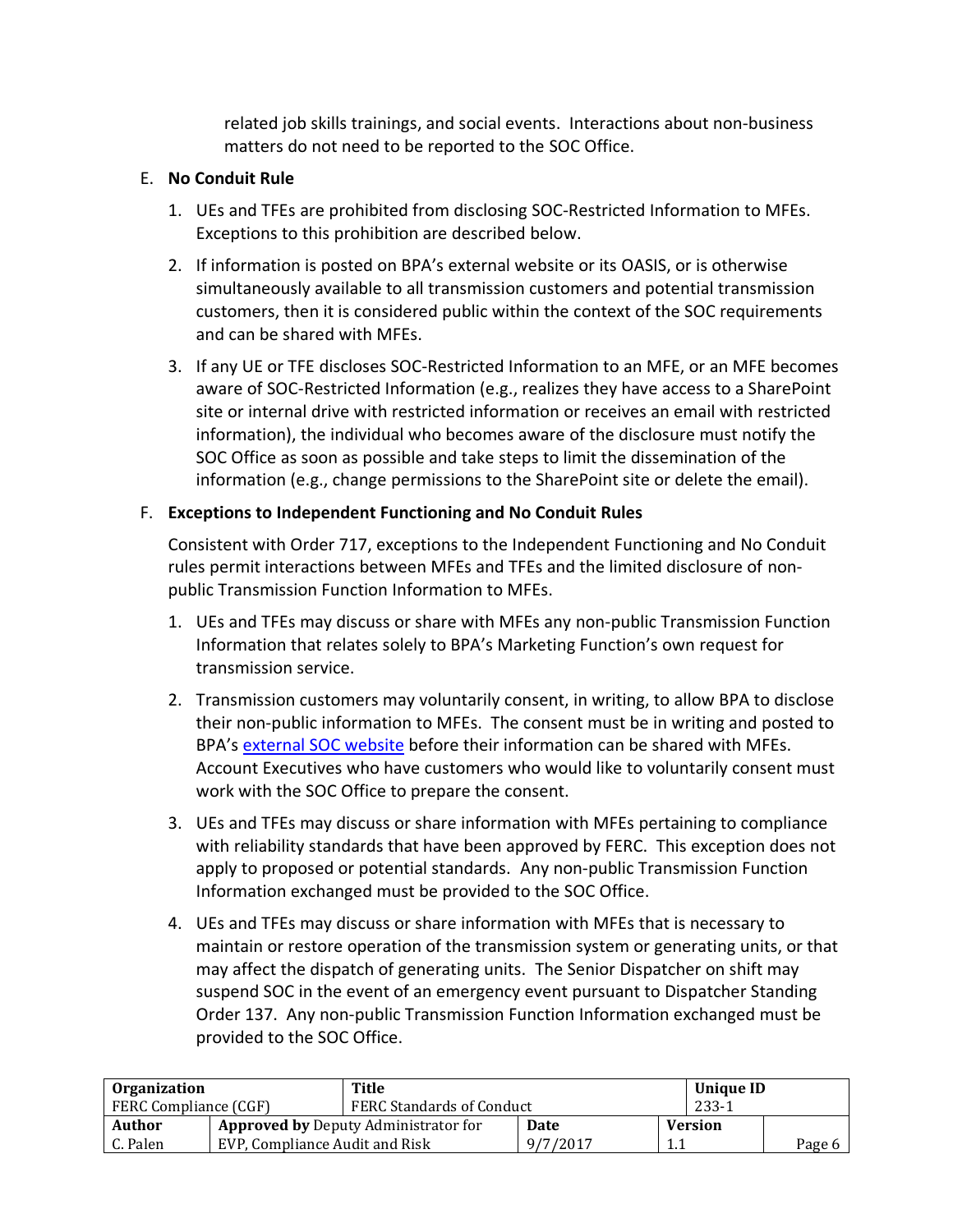related job skills trainings, and social events. Interactions about non-business matters do not need to be reported to the SOC Office.

E. **No Conduit Rule**

1. UEs and TFEs are prohibited from disclosing SOC-Restricted Information to MFEs. Exceptions to this prohibition are described below.

2. If information is posted on BPA's external website or its OASIS, or is otherwise simultaneously available to all transmission customers and potential transmission customers, then it is considered public within the context of the SOC requirements and can be shared with MFEs.

3. If any UE or TFE discloses SOC-Restricted Information to an MFE, or an MFE becomes aware of SOC-Restricted Information (e.g., realizes they have access to a SharePoint site or internal drive with restricted information or receives an email with restricted information), the individual who becomes aware of the disclosure must notify the SOC Office as soon as possible and take steps to limit the dissemination of the information (e.g., change permissions to the SharePoint site or delete the email).

F. **Exceptions to Independent Functioning and No Conduit Rules**

Consistent with Order 717, exceptions to the Independent Functioning and No Conduit rules permit interactions between MFEs and TFEs and the limited disclosure of non-public Transmission Function Information to MFEs.

1. UEs and TFEs may discuss or share with MFEs any non-public Transmission Function Information that relates solely to BPA's Marketing Function's own request for transmission service.

2. Transmission customers may voluntarily consent, in writing, to allow BPA to disclose their non-public information to MFEs. The consent must be in writing and posted to BPA's external SOC website before their information can be shared with MFEs. Account Executives who have customers who would like to voluntarily consent must work with the SOC Office to prepare the consent.

3. UEs and TFEs may discuss or share information with MFEs pertaining to compliance with reliability standards that have been approved by FERC. This exception does not apply to proposed or potential standards. Any non-public Transmission Function Information exchanged must be provided to the SOC Office.

4. UEs and TFEs may discuss or share information with MFEs that is necessary to maintain or restore operation of the transmission system or generating units, or that may affect the dispatch of generating units. The Senior Dispatcher on shift may suspend SOC in the event of an emergency event pursuant to Dispatcher Standing Order 137. Any non-public Transmission Function Information exchanged must be provided to the SOC Office.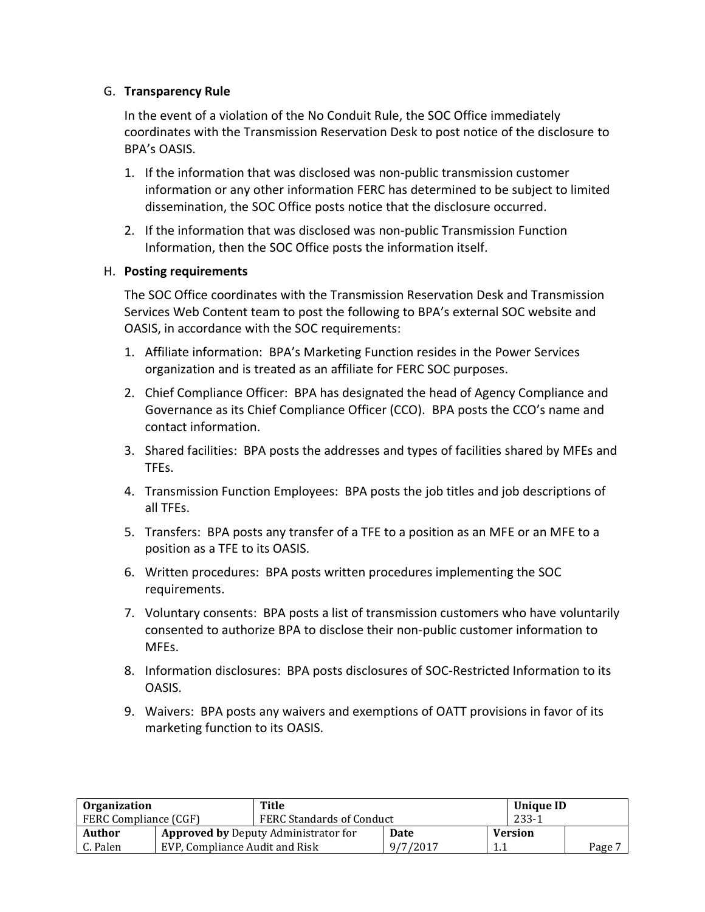G. **Transparency Rule**

In the event of a violation of the No Conduit Rule, the SOC Office immediately coordinates with the Transmission Reservation Desk to post notice of the disclosure to BPA's OASIS.

1. If the information that was disclosed was non-public transmission customer information or any other information FERC has determined to be subject to limited dissemination, the SOC Office posts notice that the disclosure occurred.
2. If the information that was disclosed was non-public Transmission Function Information, then the SOC Office posts the information itself.

H. **Posting requirements**

The SOC Office coordinates with the Transmission Reservation Desk and Transmission Services Web Content team to post the following to BPA's external SOC website and OASIS, in accordance with the SOC requirements:

1. Affiliate information: BPA's Marketing Function resides in the Power Services organization and is treated as an affiliate for FERC SOC purposes.
2. Chief Compliance Officer: BPA has designated the head of Agency Compliance and Governance as its Chief Compliance Officer (CCO). BPA posts the CCO's name and contact information.
3. Shared facilities: BPA posts the addresses and types of facilities shared by MFEs and TFEs.
4. Transmission Function Employees: BPA posts the job titles and job descriptions of all TFEs.
5. Transfers: BPA posts any transfer of a TFE to a position as an MFE or an MFE to a position as a TFE to its OASIS.
6. Written procedures: BPA posts written procedures implementing the SOC requirements.
7. Voluntary consents: BPA posts a list of transmission customers who have voluntarily consented to authorize BPA to disclose their non-public customer information to MFEs.
8. Information disclosures: BPA posts disclosures of SOC-Restricted Information to its OASIS.
9. Waivers: BPA posts any waivers and exemptions of OATT provisions in favor of its marketing function to its OASIS.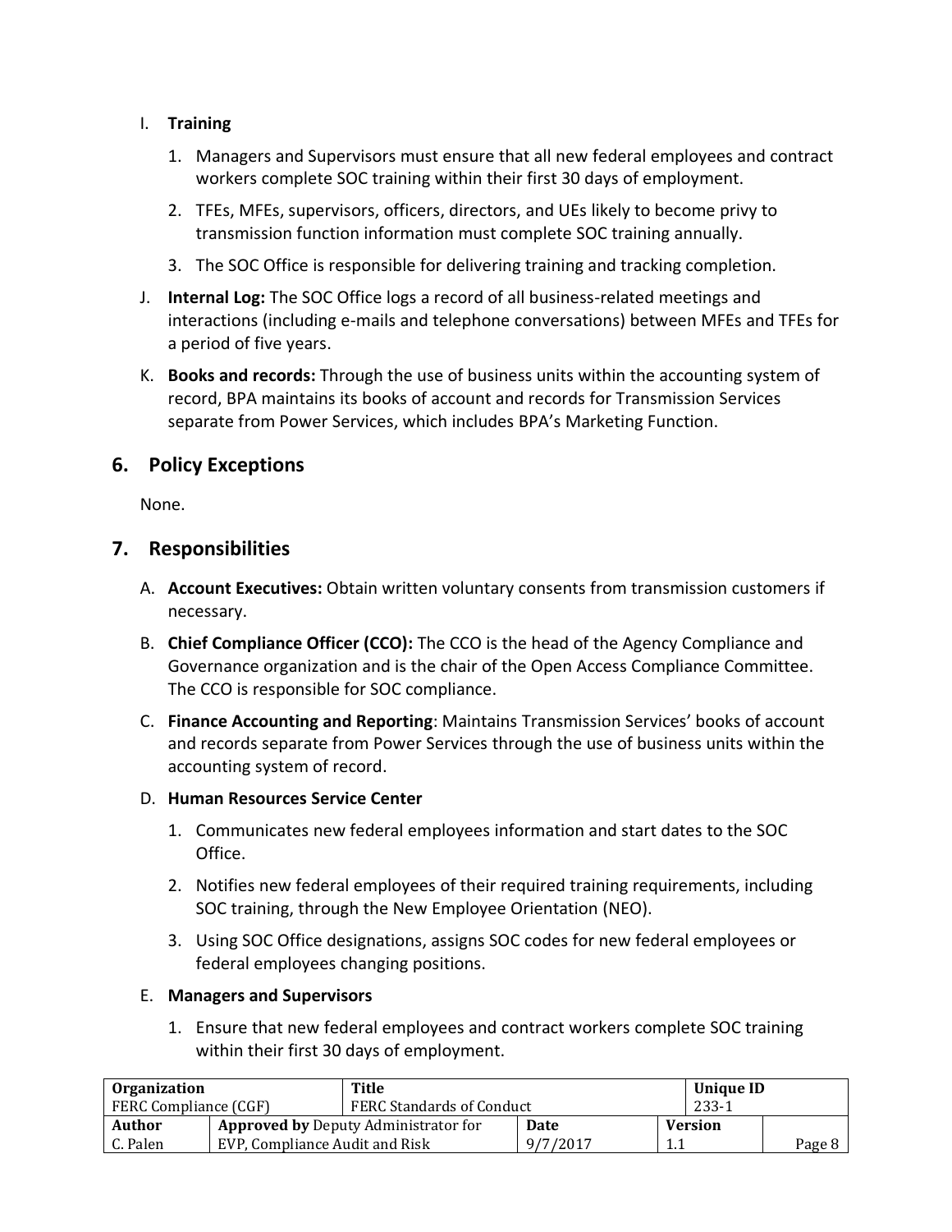I. **Training**

   1. Managers and Supervisors must ensure that all new federal employees and contract workers complete SOC training within their first 30 days of employment.
   2. TFEs, MFEs, supervisors, officers, directors, and UEs likely to become privy to transmission function information must complete SOC training annually.
   3. The SOC Office is responsible for delivering training and tracking completion.

J. **Internal Log:** The SOC Office logs a record of all business-related meetings and interactions (including e-mails and telephone conversations) between MFEs and TFEs for a period of five years.

K. **Books and records:** Through the use of business units within the accounting system of record, BPA maintains its books of account and records for Transmission Services separate from Power Services, which includes BPA's Marketing Function.

## 6. Policy Exceptions

None.

## 7. Responsibilities

A. **Account Executives:** Obtain written voluntary consents from transmission customers if necessary.

B. **Chief Compliance Officer (CCO):** The CCO is the head of the Agency Compliance and Governance organization and is the chair of the Open Access Compliance Committee. The CCO is responsible for SOC compliance.

C. **Finance Accounting and Reporting**: Maintains Transmission Services' books of account and records separate from Power Services through the use of business units within the accounting system of record.

D. **Human Resources Service Center**

   1. Communicates new federal employees information and start dates to the SOC Office.
   2. Notifies new federal employees of their required training requirements, including SOC training, through the New Employee Orientation (NEO).
   3. Using SOC Office designations, assigns SOC codes for new federal employees or federal employees changing positions.

E. **Managers and Supervisors**

   1. Ensure that new federal employees and contract workers complete SOC training within their first 30 days of employment.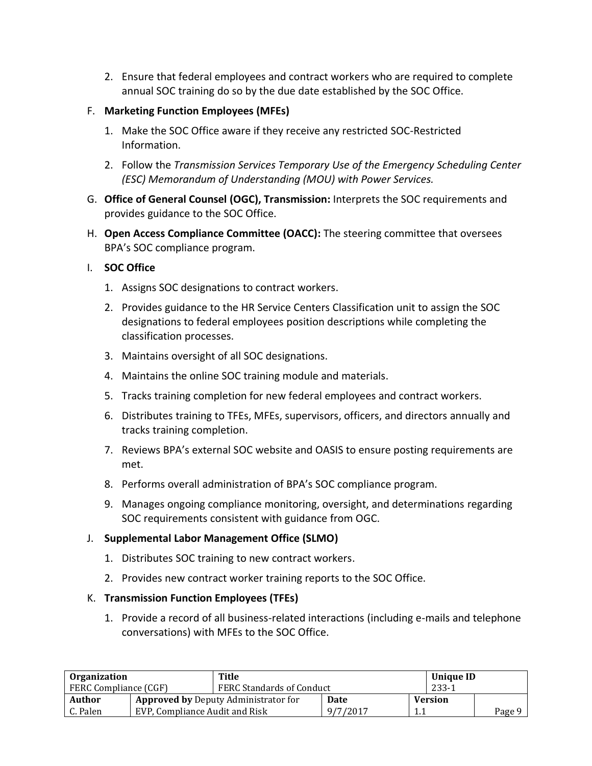2. Ensure that federal employees and contract workers who are required to complete annual SOC training do so by the due date established by the SOC Office.

F. **Marketing Function Employees (MFEs)**

1. Make the SOC Office aware if they receive any restricted SOC-Restricted Information.
2. Follow the *Transmission Services Temporary Use of the Emergency Scheduling Center (ESC) Memorandum of Understanding (MOU) with Power Services.*

G. **Office of General Counsel (OGC), Transmission:** Interprets the SOC requirements and provides guidance to the SOC Office.

H. **Open Access Compliance Committee (OACC):** The steering committee that oversees BPA's SOC compliance program.

I. **SOC Office**

1. Assigns SOC designations to contract workers.
2. Provides guidance to the HR Service Centers Classification unit to assign the SOC designations to federal employees position descriptions while completing the classification processes.
3. Maintains oversight of all SOC designations.
4. Maintains the online SOC training module and materials.
5. Tracks training completion for new federal employees and contract workers.
6. Distributes training to TFEs, MFEs, supervisors, officers, and directors annually and tracks training completion.
7. Reviews BPA's external SOC website and OASIS to ensure posting requirements are met.
8. Performs overall administration of BPA's SOC compliance program.
9. Manages ongoing compliance monitoring, oversight, and determinations regarding SOC requirements consistent with guidance from OGC.

J. **Supplemental Labor Management Office (SLMO)**

1. Distributes SOC training to new contract workers.
2. Provides new contract worker training reports to the SOC Office.

K. **Transmission Function Employees (TFEs)**

1. Provide a record of all business-related interactions (including e-mails and telephone conversations) with MFEs to the SOC Office.

| Organization | | Title | | Unique ID | |
|---|---|---|---|---|---|
| FERC Compliance (CGF) | | FERC Standards of Conduct | | 233-1 | |
| **Author** | **Approved by** Deputy Administrator for | | **Date** | **Version** | |
| C. Palen | EVP, Compliance Audit and Risk | | 9/7/2017 | 1.1 | Page 9 |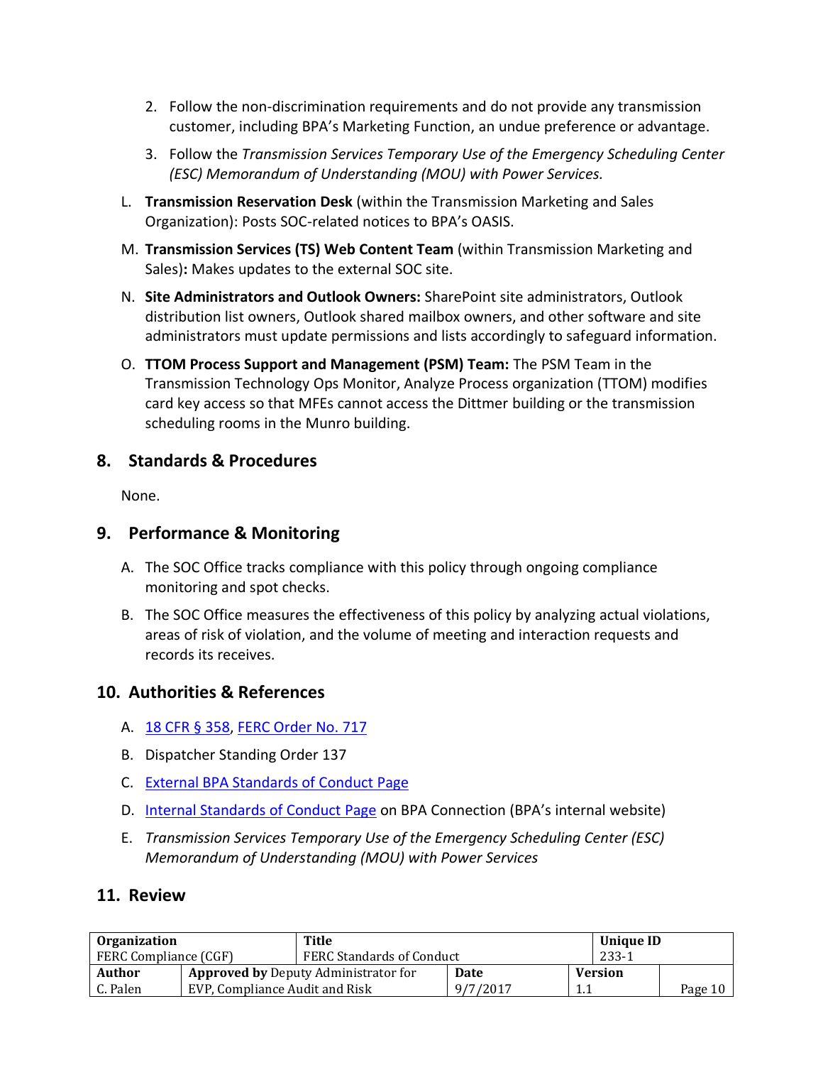2. Follow the non-discrimination requirements and do not provide any transmission customer, including BPA's Marketing Function, an undue preference or advantage.
3. Follow the *Transmission Services Temporary Use of the Emergency Scheduling Center (ESC) Memorandum of Understanding (MOU) with Power Services.*

L. **Transmission Reservation Desk** (within the Transmission Marketing and Sales Organization): Posts SOC-related notices to BPA's OASIS.

M. **Transmission Services (TS) Web Content Team** (within Transmission Marketing and Sales)**:** Makes updates to the external SOC site.

N. **Site Administrators and Outlook Owners:** SharePoint site administrators, Outlook distribution list owners, Outlook shared mailbox owners, and other software and site administrators must update permissions and lists accordingly to safeguard information.

O. **TTOM Process Support and Management (PSM) Team:** The PSM Team in the Transmission Technology Ops Monitor, Analyze Process organization (TTOM) modifies card key access so that MFEs cannot access the Dittmer building or the transmission scheduling rooms in the Munro building.

## 8. Standards & Procedures

None.

## 9. Performance & Monitoring

A. The SOC Office tracks compliance with this policy through ongoing compliance monitoring and spot checks.

B. The SOC Office measures the effectiveness of this policy by analyzing actual violations, areas of risk of violation, and the volume of meeting and interaction requests and records its receives.

## 10. Authorities & References

A. 18 CFR § 358, FERC Order No. 717

B. Dispatcher Standing Order 137

C. External BPA Standards of Conduct Page

D. Internal Standards of Conduct Page on BPA Connection (BPA's internal website)

E. *Transmission Services Temporary Use of the Emergency Scheduling Center (ESC) Memorandum of Understanding (MOU) with Power Services*

## 11. Review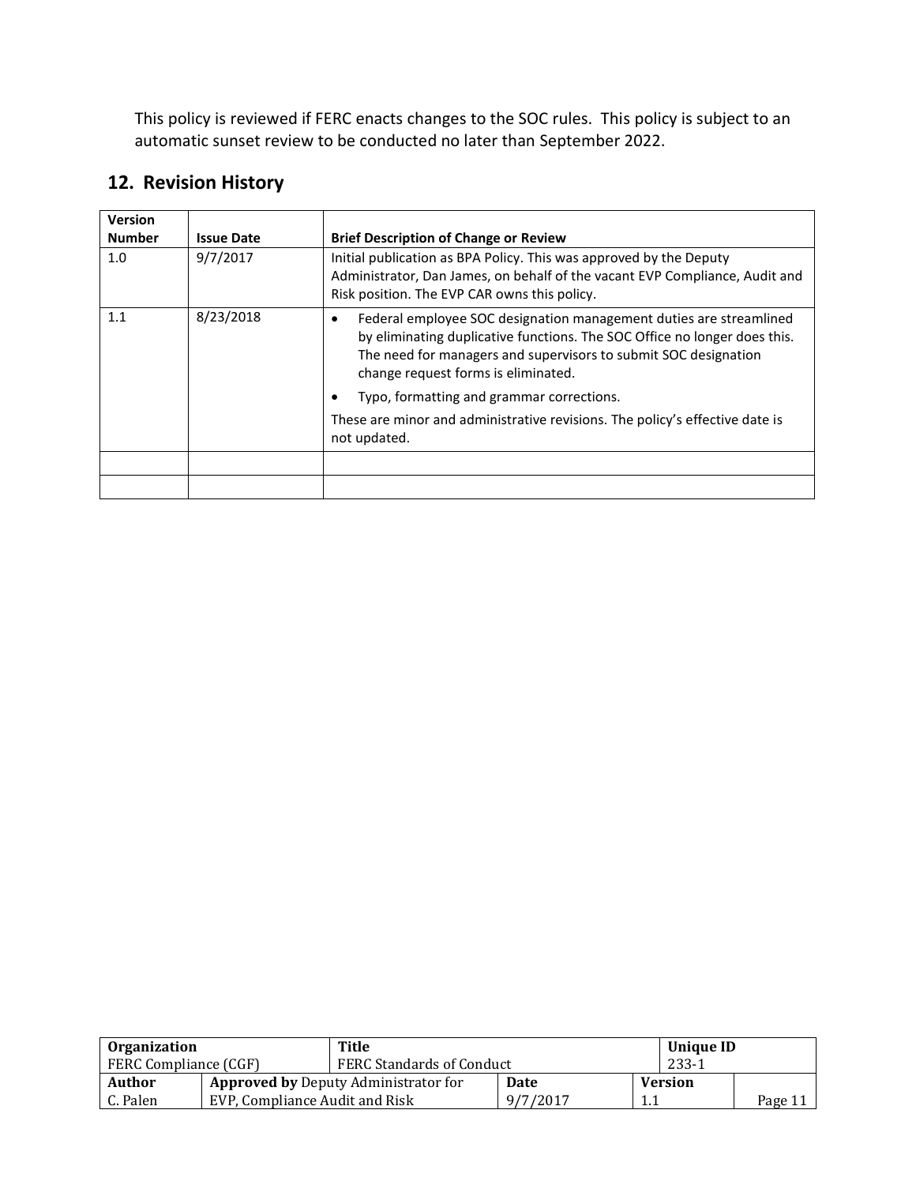This policy is reviewed if FERC enacts changes to the SOC rules. This policy is subject to an automatic sunset review to be conducted no later than September 2022.

## 12. Revision History

| Version Number | Issue Date | Brief Description of Change or Review |
|---|---|---|
| 1.0 | 9/7/2017 | Initial publication as BPA Policy. This was approved by the Deputy Administrator, Dan James, on behalf of the vacant EVP Compliance, Audit and Risk position. The EVP CAR owns this policy. |
| 1.1 | 8/23/2018 | • Federal employee SOC designation management duties are streamlined by eliminating duplicative functions. The SOC Office no longer does this. The need for managers and supervisors to submit SOC designation change request forms is eliminated.<br>• Typo, formatting and grammar corrections.<br>These are minor and administrative revisions. The policy's effective date is not updated. |
| | | |
| | | |